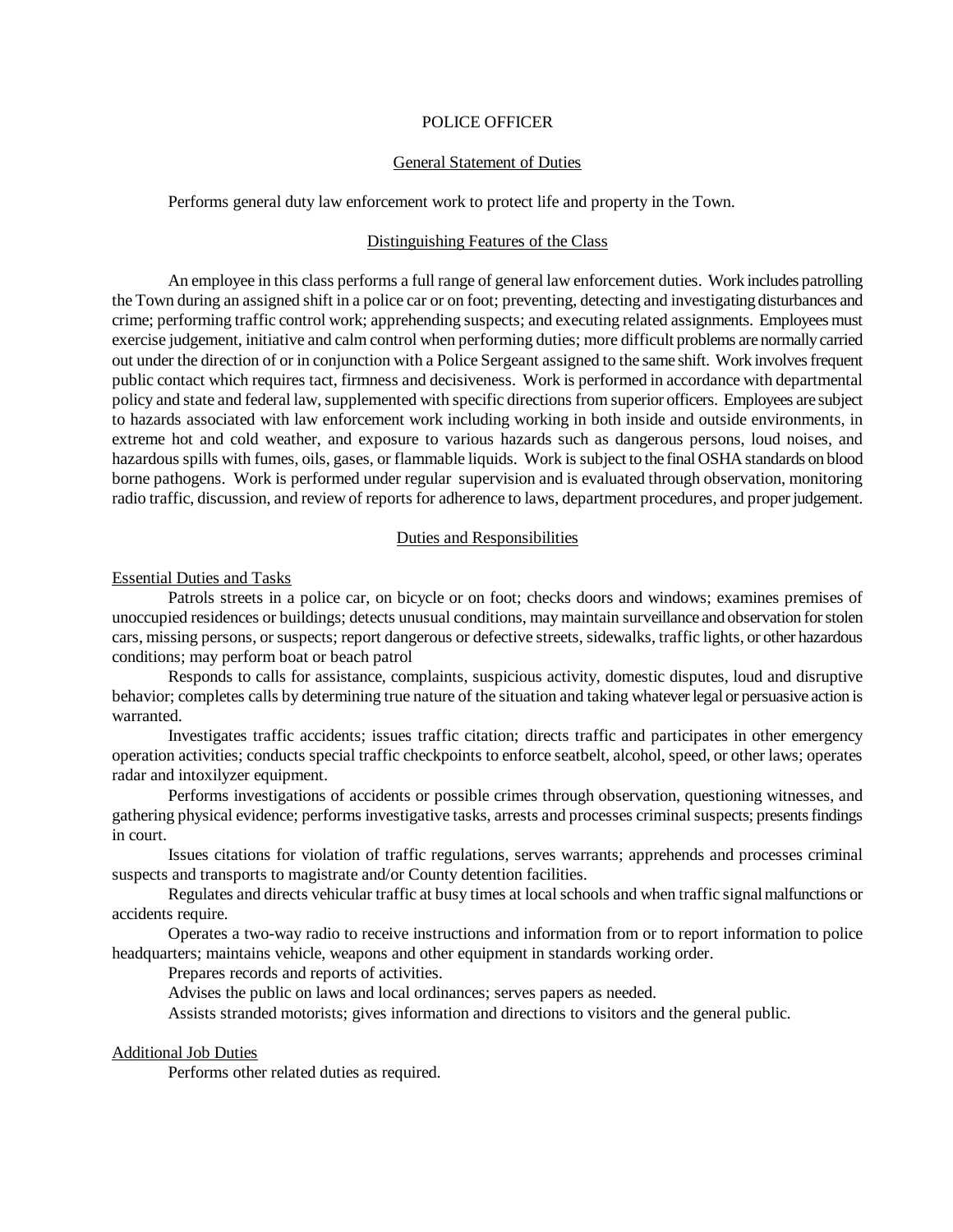# POLICE OFFICER

## General Statement of Duties

Performs general duty law enforcement work to protect life and property in the Town.

## Distinguishing Features of the Class

An employee in this class performs a full range of general law enforcement duties. Work includes patrolling the Town during an assigned shift in a police car or on foot; preventing, detecting and investigating disturbances and crime; performing traffic control work; apprehending suspects; and executing related assignments. Employees must exercise judgement, initiative and calm control when performing duties; more difficult problems are normally carried out under the direction of or in conjunction with a Police Sergeant assigned to the same shift. Work involves frequent public contact which requires tact, firmness and decisiveness. Work is performed in accordance with departmental policy and state and federal law, supplemented with specific directions from superior officers. Employees are subject to hazards associated with law enforcement work including working in both inside and outside environments, in extreme hot and cold weather, and exposure to various hazards such as dangerous persons, loud noises, and hazardous spills with fumes, oils, gases, or flammable liquids. Work is subject to the final OSHA standards on blood borne pathogens. Work is performed under regular supervision and is evaluated through observation, monitoring radio traffic, discussion, and review of reports for adherence to laws, department procedures, and proper judgement.

## Duties and Responsibilities

### Essential Duties and Tasks

Patrols streets in a police car, on bicycle or on foot; checks doors and windows; examines premises of unoccupied residences or buildings; detects unusual conditions, may maintain surveillance and observation for stolen cars, missing persons, or suspects; report dangerous or defective streets, sidewalks, traffic lights, or other hazardous conditions; may perform boat or beach patrol

Responds to calls for assistance, complaints, suspicious activity, domestic disputes, loud and disruptive behavior; completes calls by determining true nature of the situation and taking whatever legal or persuasive action is warranted.

Investigates traffic accidents; issues traffic citation; directs traffic and participates in other emergency operation activities; conducts special traffic checkpoints to enforce seatbelt, alcohol, speed, or other laws; operates radar and intoxilyzer equipment.

Performs investigations of accidents or possible crimes through observation, questioning witnesses, and gathering physical evidence; performs investigative tasks, arrests and processes criminal suspects; presents findings in court.

Issues citations for violation of traffic regulations, serves warrants; apprehends and processes criminal suspects and transports to magistrate and/or County detention facilities.

Regulates and directs vehicular traffic at busy times at local schools and when traffic signal malfunctions or accidents require.

Operates a two-way radio to receive instructions and information from or to report information to police headquarters; maintains vehicle, weapons and other equipment in standards working order.

Prepares records and reports of activities.

Advises the public on laws and local ordinances; serves papers as needed.

Assists stranded motorists; gives information and directions to visitors and the general public.

### Additional Job Duties

Performs other related duties as required.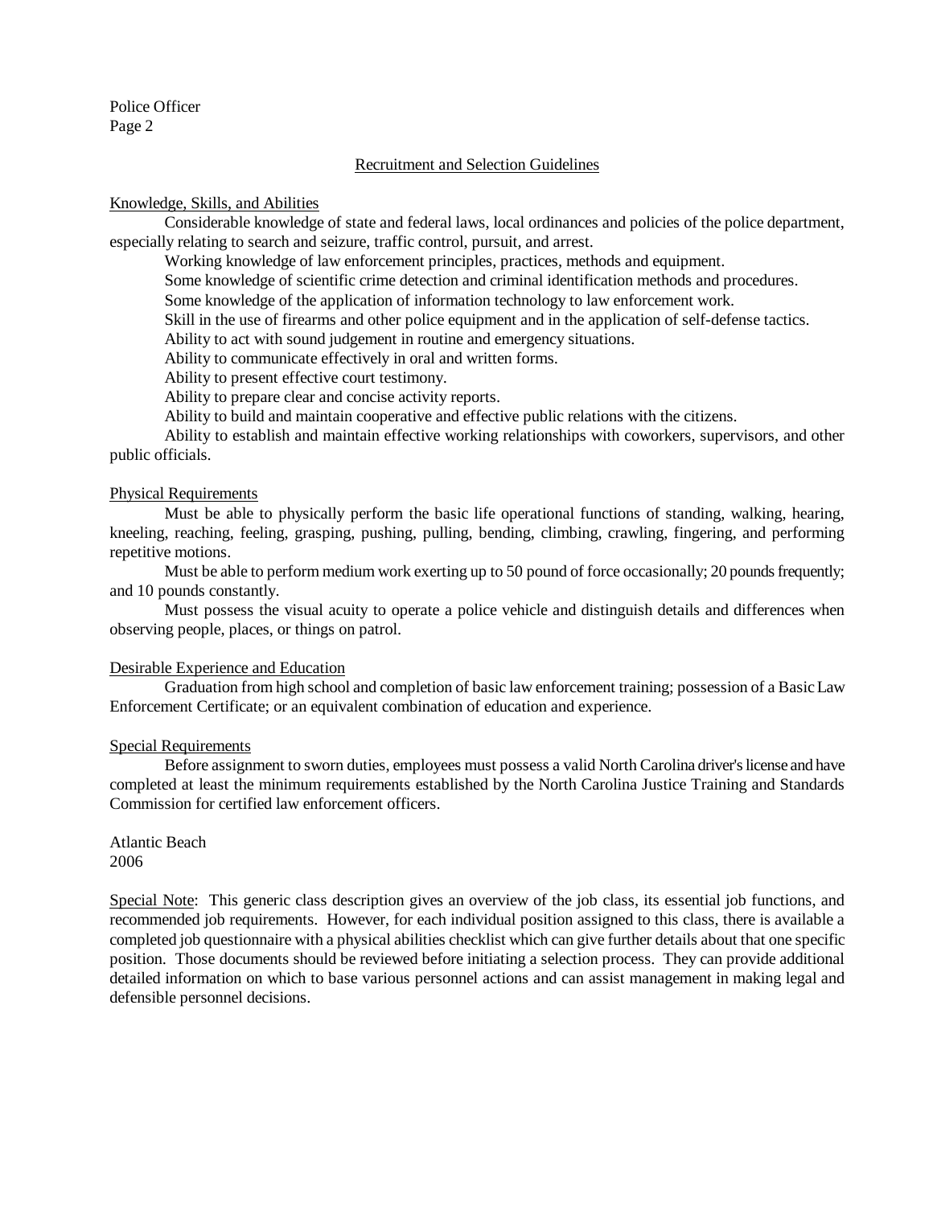## Recruitment and Selection Guidelines

### Knowledge, Skills, and Abilities

Considerable knowledge of state and federal laws, local ordinances and policies of the police department, especially relating to search and seizure, traffic control, pursuit, and arrest.

Working knowledge of law enforcement principles, practices, methods and equipment.

Some knowledge of scientific crime detection and criminal identification methods and procedures.

Some knowledge of the application of information technology to law enforcement work.

Skill in the use of firearms and other police equipment and in the application of self-defense tactics.

Ability to act with sound judgement in routine and emergency situations.

Ability to communicate effectively in oral and written forms.

Ability to present effective court testimony.

Ability to prepare clear and concise activity reports.

Ability to build and maintain cooperative and effective public relations with the citizens.

Ability to establish and maintain effective working relationships with coworkers, supervisors, and other public officials.

### Physical Requirements

Must be able to physically perform the basic life operational functions of standing, walking, hearing, kneeling, reaching, feeling, grasping, pushing, pulling, bending, climbing, crawling, fingering, and performing repetitive motions.

Must be able to perform medium work exerting up to 50 pound of force occasionally; 20 pounds frequently; and 10 pounds constantly.

Must possess the visual acuity to operate a police vehicle and distinguish details and differences when observing people, places, or things on patrol.

### Desirable Experience and Education

Graduation from high school and completion of basic law enforcement training; possession of a Basic Law Enforcement Certificate; or an equivalent combination of education and experience.

### Special Requirements

Before assignment to sworn duties, employees must possess a valid North Carolina driver's license and have completed at least the minimum requirements established by the North Carolina Justice Training and Standards Commission for certified law enforcement officers.

Atlantic Beach
2006

Special Note: This generic class description gives an overview of the job class, its essential job functions, and recommended job requirements. However, for each individual position assigned to this class, there is available a completed job questionnaire with a physical abilities checklist which can give further details about that one specific position. Those documents should be reviewed before initiating a selection process. They can provide additional detailed information on which to base various personnel actions and can assist management in making legal and defensible personnel decisions.